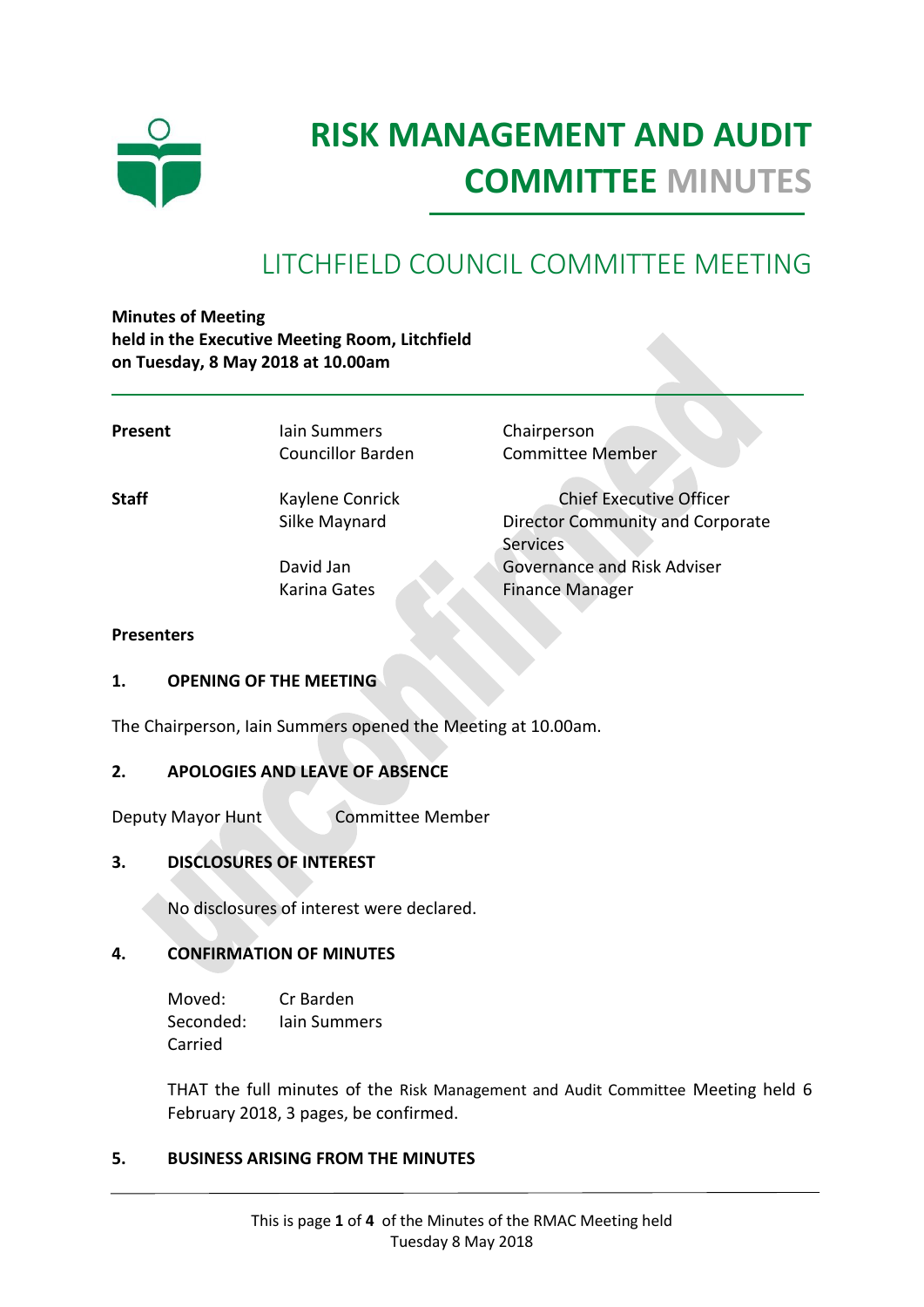# RISK MANAGEMENT AND AUDIT COMMITTEE MINUTES

## LITCHFIELD COUNCIL COMMITTEE MEETING

**Minutes of Meeting**
**held in the Executive Meeting Room, Litchfield**
**on Tuesday, 8 May 2018 at 10.00am**

| | | |
|---|---|---|
| **Present** | Iain Summers | Chairperson |
| | Councillor Barden | Committee Member |
| **Staff** | Kaylene Conrick | Chief Executive Officer |
| | Silke Maynard | Director Community and Corporate Services |
| | David Jan | Governance and Risk Adviser |
| | Karina Gates | Finance Manager |

**Presenters**

### 1. OPENING OF THE MEETING

The Chairperson, Iain Summers opened the Meeting at 10.00am.

### 2. APOLOGIES AND LEAVE OF ABSENCE

Deputy Mayor Hunt Committee Member

### 3. DISCLOSURES OF INTEREST

No disclosures of interest were declared.

### 4. CONFIRMATION OF MINUTES

Moved: Cr Barden
Seconded: Iain Summers
Carried

THAT the full minutes of the Risk Management and Audit Committee Meeting held 6 February 2018, 3 pages, be confirmed.

### 5. BUSINESS ARISING FROM THE MINUTES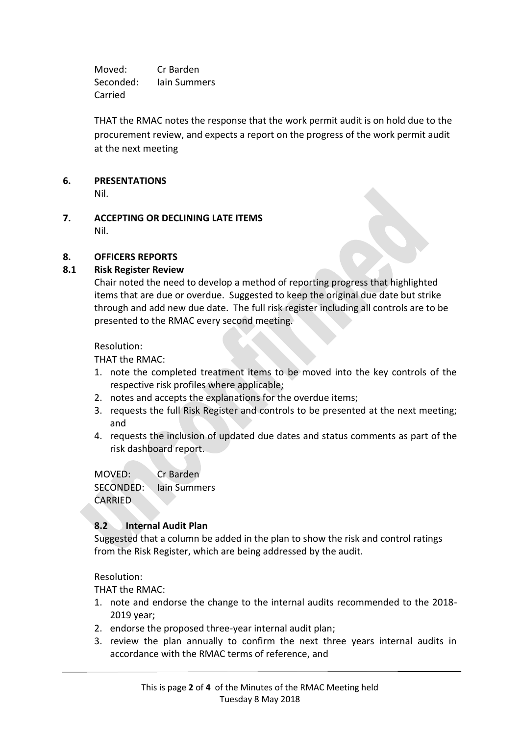Moved: Cr Barden
Seconded: Iain Summers
Carried

THAT the RMAC notes the response that the work permit audit is on hold due to the procurement review, and expects a report on the progress of the work permit audit at the next meeting

## 6. PRESENTATIONS

Nil.

## 7. ACCEPTING OR DECLINING LATE ITEMS

Nil.

## 8. OFFICERS REPORTS

### 8.1 Risk Register Review

Chair noted the need to develop a method of reporting progress that highlighted items that are due or overdue. Suggested to keep the original due date but strike through and add new due date. The full risk register including all controls are to be presented to the RMAC every second meeting.

Resolution:

THAT the RMAC:

1. note the completed treatment items to be moved into the key controls of the respective risk profiles where applicable;
2. notes and accepts the explanations for the overdue items;
3. requests the full Risk Register and controls to be presented at the next meeting; and
4. requests the inclusion of updated due dates and status comments as part of the risk dashboard report.

MOVED: Cr Barden
SECONDED: Iain Summers
CARRIED

### 8.2 Internal Audit Plan

Suggested that a column be added in the plan to show the risk and control ratings from the Risk Register, which are being addressed by the audit.

Resolution:

THAT the RMAC:

1. note and endorse the change to the internal audits recommended to the 2018-2019 year;
2. endorse the proposed three-year internal audit plan;
3. review the plan annually to confirm the next three years internal audits in accordance with the RMAC terms of reference, and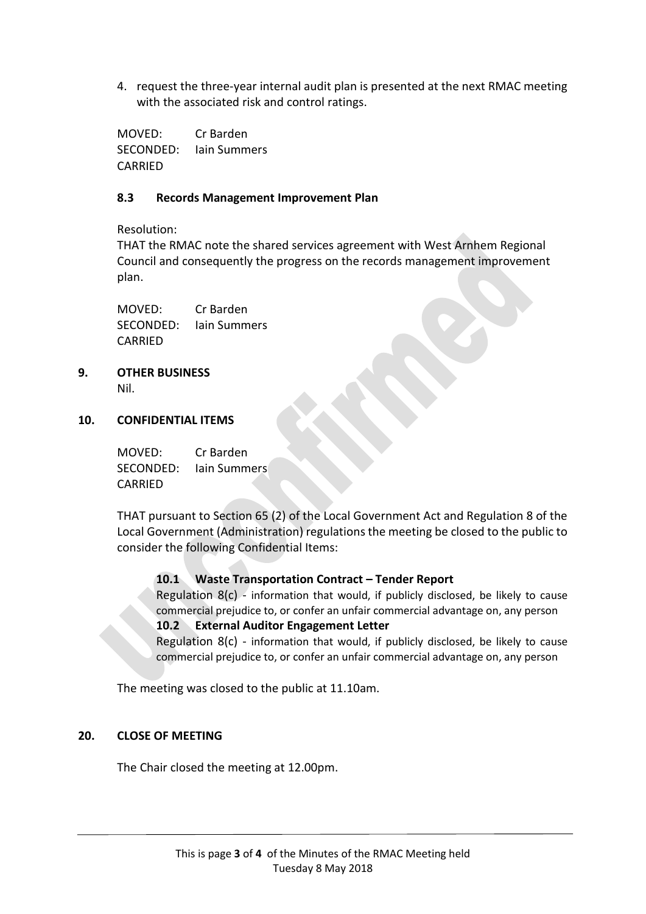4. request the three-year internal audit plan is presented at the next RMAC meeting with the associated risk and control ratings.

MOVED: Cr Barden
SECONDED: Iain Summers
CARRIED

### 8.3 Records Management Improvement Plan

Resolution:
THAT the RMAC note the shared services agreement with West Arnhem Regional Council and consequently the progress on the records management improvement plan.

MOVED: Cr Barden
SECONDED: Iain Summers
CARRIED

## 9. OTHER BUSINESS

Nil.

## 10. CONFIDENTIAL ITEMS

MOVED: Cr Barden
SECONDED: Iain Summers
CARRIED

THAT pursuant to Section 65 (2) of the Local Government Act and Regulation 8 of the Local Government (Administration) regulations the meeting be closed to the public to consider the following Confidential Items:

### 10.1 Waste Transportation Contract – Tender Report

Regulation 8(c) - information that would, if publicly disclosed, be likely to cause commercial prejudice to, or confer an unfair commercial advantage on, any person

### 10.2 External Auditor Engagement Letter

Regulation 8(c) - information that would, if publicly disclosed, be likely to cause commercial prejudice to, or confer an unfair commercial advantage on, any person

The meeting was closed to the public at 11.10am.

## 20. CLOSE OF MEETING

The Chair closed the meeting at 12.00pm.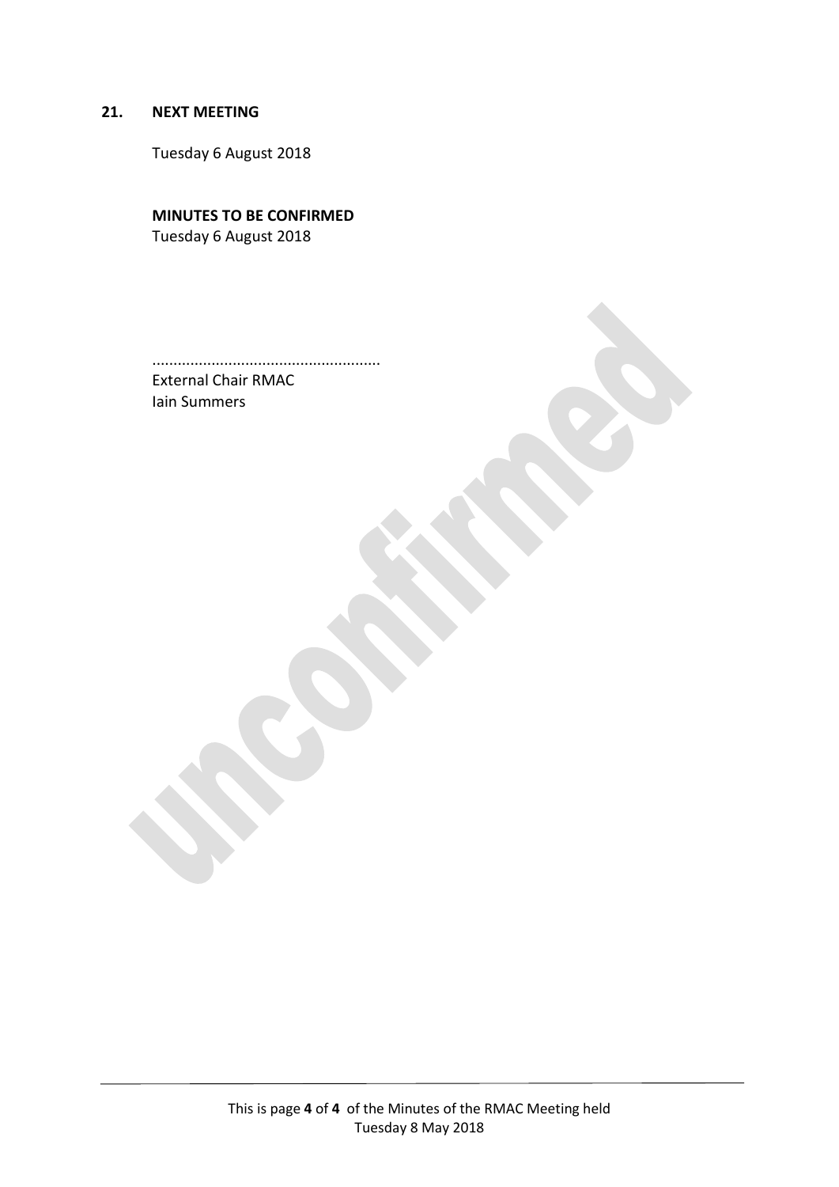## 21. NEXT MEETING

Tuesday 6 August 2018

**MINUTES TO BE CONFIRMED**

Tuesday 6 August 2018

.....................................................

External Chair RMAC

Iain Summers

unconfirmed